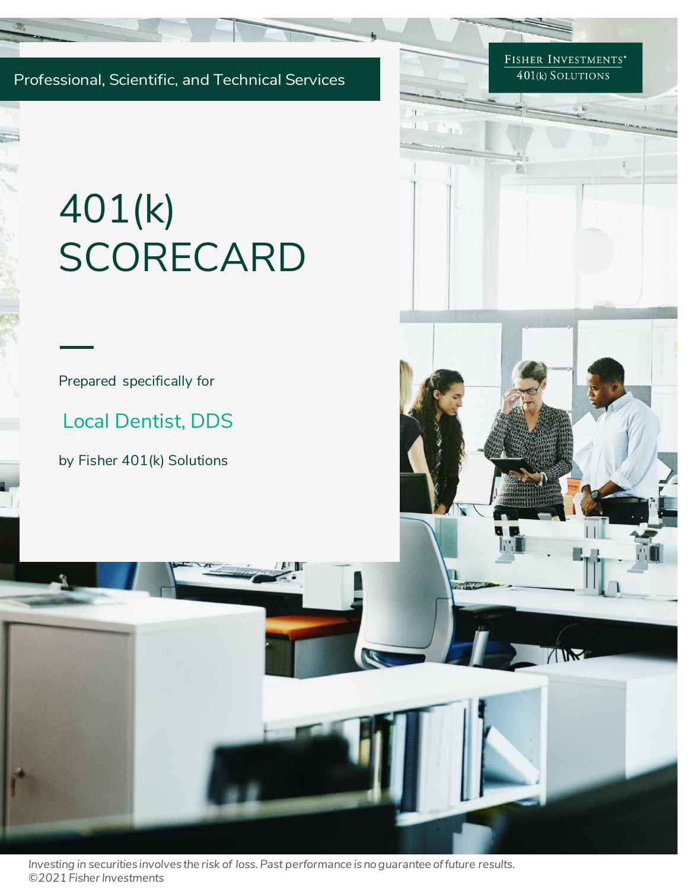Professional, Scientific, and Technical Services

FISHER INVESTMENTS®
401(k) SOLUTIONS

# 401(k) SCORECARD

Prepared specifically for

Local Dentist, DDS

by Fisher 401(k) Solutions

*Investing in securities involves the risk of loss. Past performance is no guarantee of future results.*
*©2021 Fisher Investments*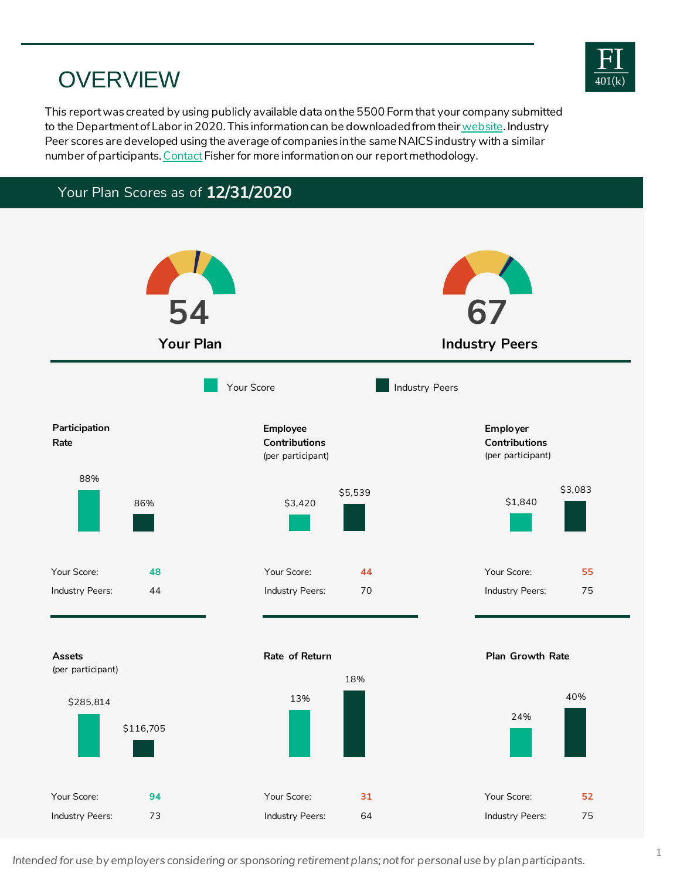# OVERVIEW

This report was created by using publicly available data on the 5500 Form that your company submitted to the Department of Labor in 2020. This information can be downloaded from their website. Industry Peer scores are developed using the average of companies in the same NAICS industry with a similar number of participants. Contact Fisher for more information on our report methodology.

## Your Plan Scores as of **12/31/2020**

**54** — **Your Plan**

**67** — **Industry Peers**

Your Score | Industry Peers

### Participation Rate

| | Your Plan | Industry Peers |
|---|---|---|
| Participation Rate | 88% | 86% |
| Score | 48 | 44 |

### Employee Contributions (per participant)

| | Your Plan | Industry Peers |
|---|---|---|
| Employee Contributions | $3,420 | $5,539 |
| Score | 44 | 70 |

### Employer Contributions (per participant)

| | Your Plan | Industry Peers |
|---|---|---|
| Employer Contributions | $1,840 | $3,083 |
| Score | 55 | 75 |

### Assets (per participant)

| | Your Plan | Industry Peers |
|---|---|---|
| Assets | $285,814 | $116,705 |
| Score | 94 | 73 |

### Rate of Return

| | Your Plan | Industry Peers |
|---|---|---|
| Rate of Return | 13% | 18% |
| Score | 31 | 64 |

### Plan Growth Rate

| | Your Plan | Industry Peers |
|---|---|---|
| Plan Growth Rate | 24% | 40% |
| Score | 52 | 75 |

*Intended for use by employers considering or sponsoring retirement plans; not for personal use by plan participants.*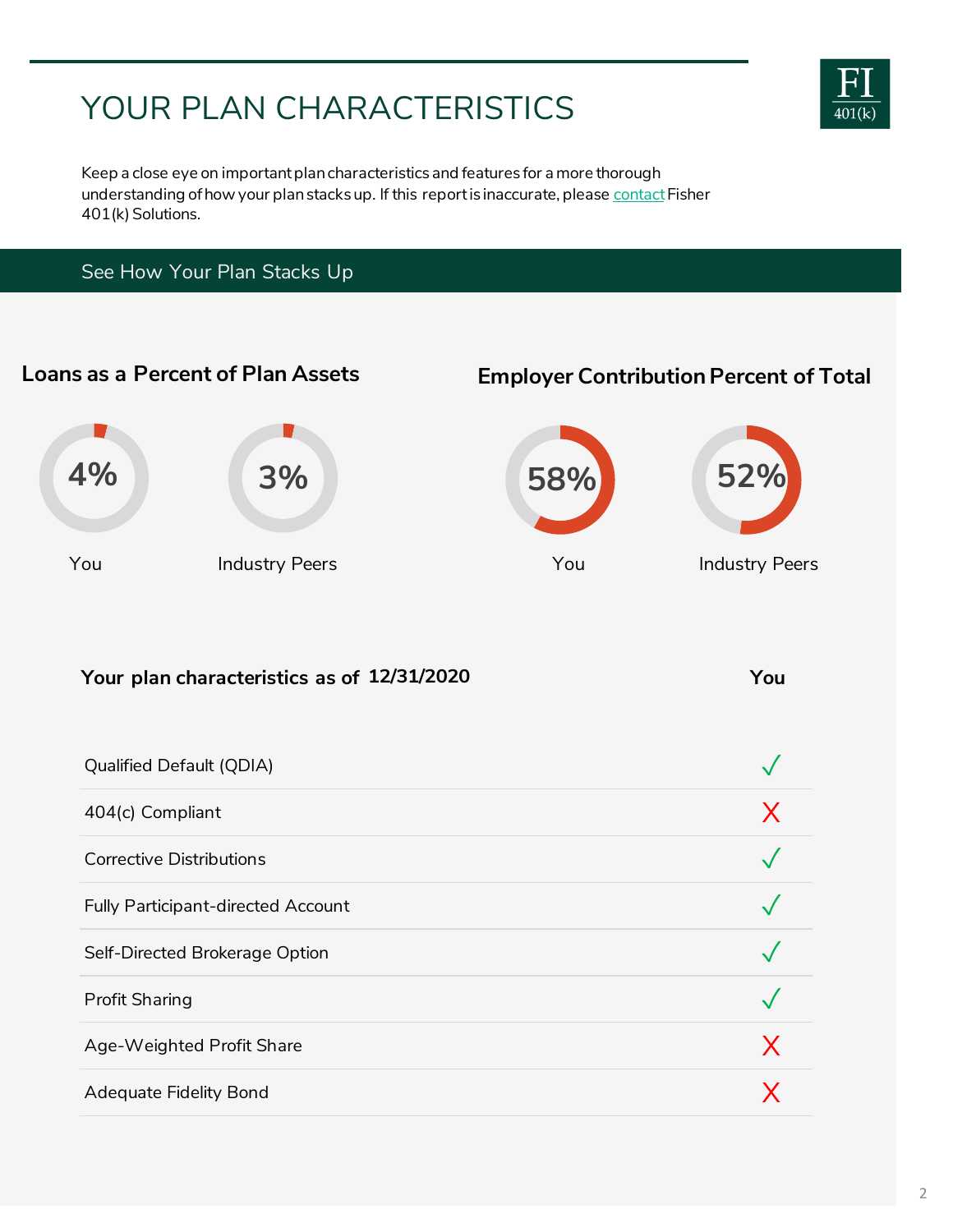# YOUR PLAN CHARACTERISTICS

Keep a close eye on important plan characteristics and features for a more thorough understanding of how your plan stacks up. If this report is inaccurate, please contact Fisher 401(k) Solutions.

## See How Your Plan Stacks Up

### Loans as a Percent of Plan Assets

| You | Industry Peers |
|---|---|
| 4% | 3% |

### Employer Contribution Percent of Total

| You | Industry Peers |
|---|---|
| 58% | 52% |

### Your plan characteristics as of 12/31/2020

| | You |
|---|---|
| Qualified Default (QDIA) | ✓ |
| 404(c) Compliant | X |
| Corrective Distributions | ✓ |
| Fully Participant-directed Account | ✓ |
| Self-Directed Brokerage Option | ✓ |
| Profit Sharing | ✓ |
| Age-Weighted Profit Share | X |
| Adequate Fidelity Bond | X |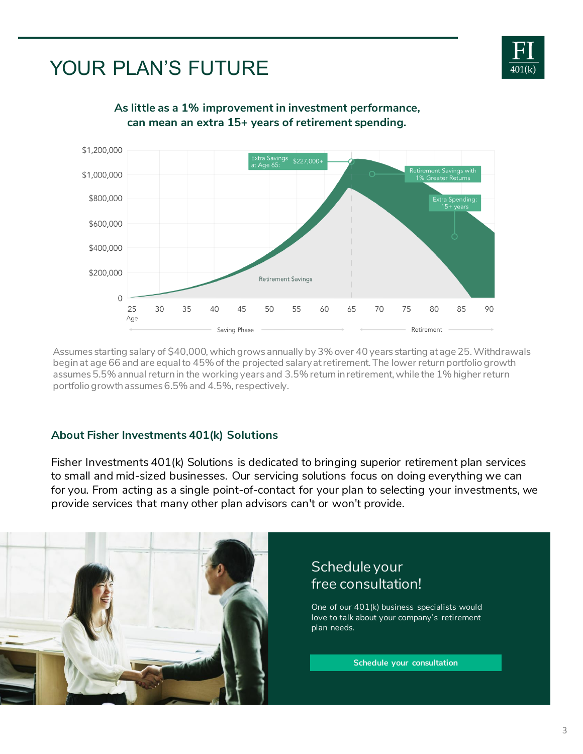# YOUR PLAN'S FUTURE

**As little as a 1% improvement in investment performance, can mean an extra 15+ years of retirement spending.**

$1,200,000
$1,000,000
$800,000
$600,000
$400,000
$200,000
0

Extra Savings at Age 65: $227,000+

Retirement Savings with 1% Greater Returns

Extra Spending: 15+ years

Retirement Savings

25 30 35 40 45 50 55 60 65 70 75 80 85 90
Age

Saving Phase — Retirement

Assumes starting salary of $40,000, which grows annually by 3% over 40 years starting at age 25. Withdrawals begin at age 66 and are equal to 45% of the projected salary at retirement. The lower return portfolio growth assumes 5.5% annual return in the working years and 3.5% return in retirement, while the 1% higher return portfolio growth assumes 6.5% and 4.5%, respectively.

### About Fisher Investments 401(k) Solutions

Fisher Investments 401(k) Solutions is dedicated to bringing superior retirement plan services to small and mid-sized businesses. Our servicing solutions focus on doing everything we can for you. From acting as a single point-of-contact for your plan to selecting your investments, we provide services that many other plan advisors can't or won't provide.

## Schedule your free consultation!

One of our 401(k) business specialists would love to talk about your company's retirement plan needs.

**Schedule your consultation**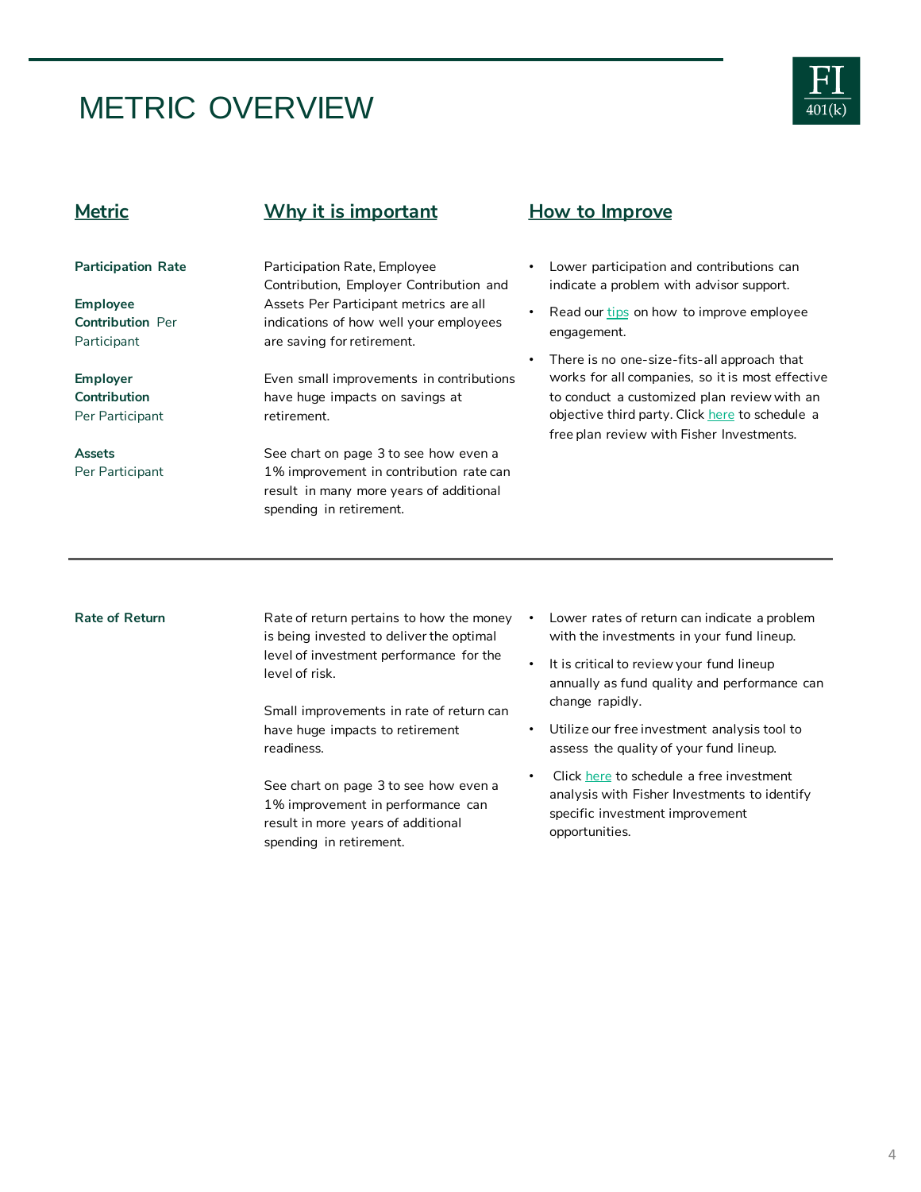# METRIC OVERVIEW

| Metric | Why it is important | How to Improve |
| --- | --- | --- |
| **Participation Rate**<br><br>**Employee Contribution** Per Participant<br><br>**Employer Contribution** Per Participant<br><br>**Assets** Per Participant | Participation Rate, Employee Contribution, Employer Contribution and Assets Per Participant metrics are all indications of how well your employees are saving for retirement.<br><br>Even small improvements in contributions have huge impacts on savings at retirement.<br><br>See chart on page 3 to see how even a 1% improvement in contribution rate can result in many more years of additional spending in retirement. | • Lower participation and contributions can indicate a problem with advisor support.<br>• Read our tips on how to improve employee engagement.<br>• There is no one-size-fits-all approach that works for all companies, so it is most effective to conduct a customized plan review with an objective third party. Click here to schedule a free plan review with Fisher Investments. |
| **Rate of Return** | Rate of return pertains to how the money is being invested to deliver the optimal level of investment performance for the level of risk.<br><br>Small improvements in rate of return can have huge impacts to retirement readiness.<br><br>See chart on page 3 to see how even a 1% improvement in performance can result in more years of additional spending in retirement. | • Lower rates of return can indicate a problem with the investments in your fund lineup.<br>• It is critical to review your fund lineup annually as fund quality and performance can change rapidly.<br>• Utilize our free investment analysis tool to assess the quality of your fund lineup.<br>• Click here to schedule a free investment analysis with Fisher Investments to identify specific investment improvement opportunities. |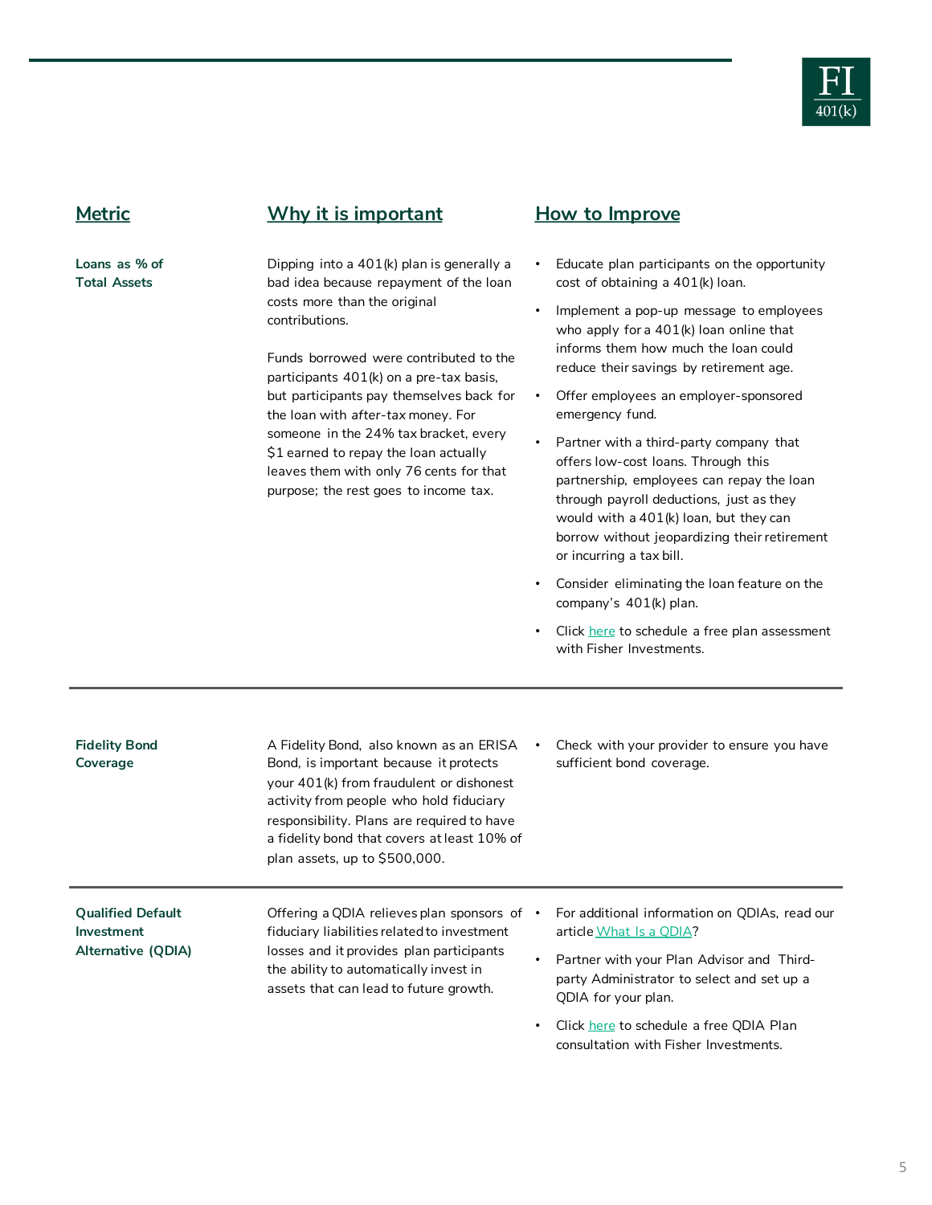| Metric | Why it is important | How to Improve |
|---|---|---|
| **Loans as % of Total Assets** | Dipping into a 401(k) plan is generally a bad idea because repayment of the loan costs more than the original contributions.<br><br>Funds borrowed were contributed to the participants 401(k) on a pre-tax basis, but participants pay themselves back for the loan with *after-tax* money. For someone in the 24% tax bracket, every $1 earned to repay the loan actually leaves them with only 76 cents for that purpose; the rest goes to income tax. | • Educate plan participants on the opportunity cost of obtaining a 401(k) loan.<br>• Implement a pop-up message to employees who apply for a 401(k) loan online that informs them how much the loan could reduce their savings by retirement age.<br>• Offer employees an employer-sponsored emergency fund.<br>• Partner with a third-party company that offers low-cost loans. Through this partnership, employees can repay the loan through payroll deductions, just as they would with a 401(k) loan, but they can borrow without jeopardizing their retirement or incurring a tax bill.<br>• Consider eliminating the loan feature on the company's 401(k) plan.<br>• Click here to schedule a free plan assessment with Fisher Investments. |
| **Fidelity Bond Coverage** | A Fidelity Bond, also known as an ERISA Bond, is important because it protects your 401(k) from fraudulent or dishonest activity from people who hold fiduciary responsibility. Plans are required to have a fidelity bond that covers at least 10% of plan assets, up to $500,000. | • Check with your provider to ensure you have sufficient bond coverage. |
| **Qualified Default Investment Alternative (QDIA)** | Offering a QDIA relieves plan sponsors of fiduciary liabilities related to investment losses and it provides plan participants the ability to automatically invest in assets that can lead to future growth. | • For additional information on QDIAs, read our article What Is a QDIA?<br>• Partner with your Plan Advisor and Third-party Administrator to select and set up a QDIA for your plan.<br>• Click here to schedule a free QDIA Plan consultation with Fisher Investments. |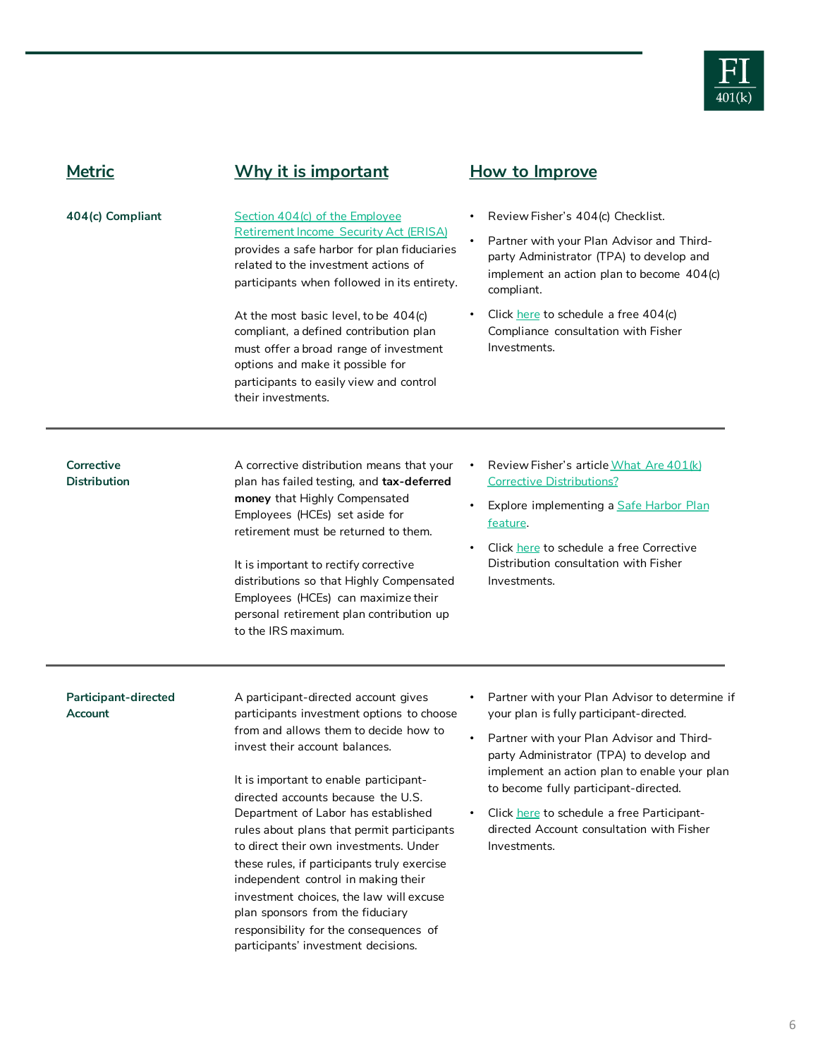| Metric | Why it is important | How to Improve |
|---|---|---|
| **404(c) Compliant** | Section 404(c) of the Employee Retirement Income Security Act (ERISA) provides a safe harbor for plan fiduciaries related to the investment actions of participants when followed in its entirety.<br><br>At the most basic level, to be 404(c) compliant, a defined contribution plan must offer a broad range of investment options and make it possible for participants to easily view and control their investments. | • Review Fisher's 404(c) Checklist.<br>• Partner with your Plan Advisor and Third-party Administrator (TPA) to develop and implement an action plan to become 404(c) compliant.<br>• Click here to schedule a free 404(c) Compliance consultation with Fisher Investments. |
| **Corrective Distribution** | A corrective distribution means that your plan has failed testing, and **tax-deferred money** that Highly Compensated Employees (HCEs) set aside for retirement must be returned to them.<br><br>It is important to rectify corrective distributions so that Highly Compensated Employees (HCEs) can maximize their personal retirement plan contribution up to the IRS maximum. | • Review Fisher's article What Are 401(k) Corrective Distributions?<br>• Explore implementing a Safe Harbor Plan feature.<br>• Click here to schedule a free Corrective Distribution consultation with Fisher Investments. |
| **Participant-directed Account** | A participant-directed account gives participants investment options to choose from and allows them to decide how to invest their account balances.<br><br>It is important to enable participant-directed accounts because the U.S. Department of Labor has established rules about plans that permit participants to direct their own investments. Under these rules, if participants truly exercise independent control in making their investment choices, the law will excuse plan sponsors from the fiduciary responsibility for the consequences of participants' investment decisions. | • Partner with your Plan Advisor to determine if your plan is fully participant-directed.<br>• Partner with your Plan Advisor and Third-party Administrator (TPA) to develop and implement an action plan to enable your plan to become fully participant-directed.<br>• Click here to schedule a free Participant-directed Account consultation with Fisher Investments. |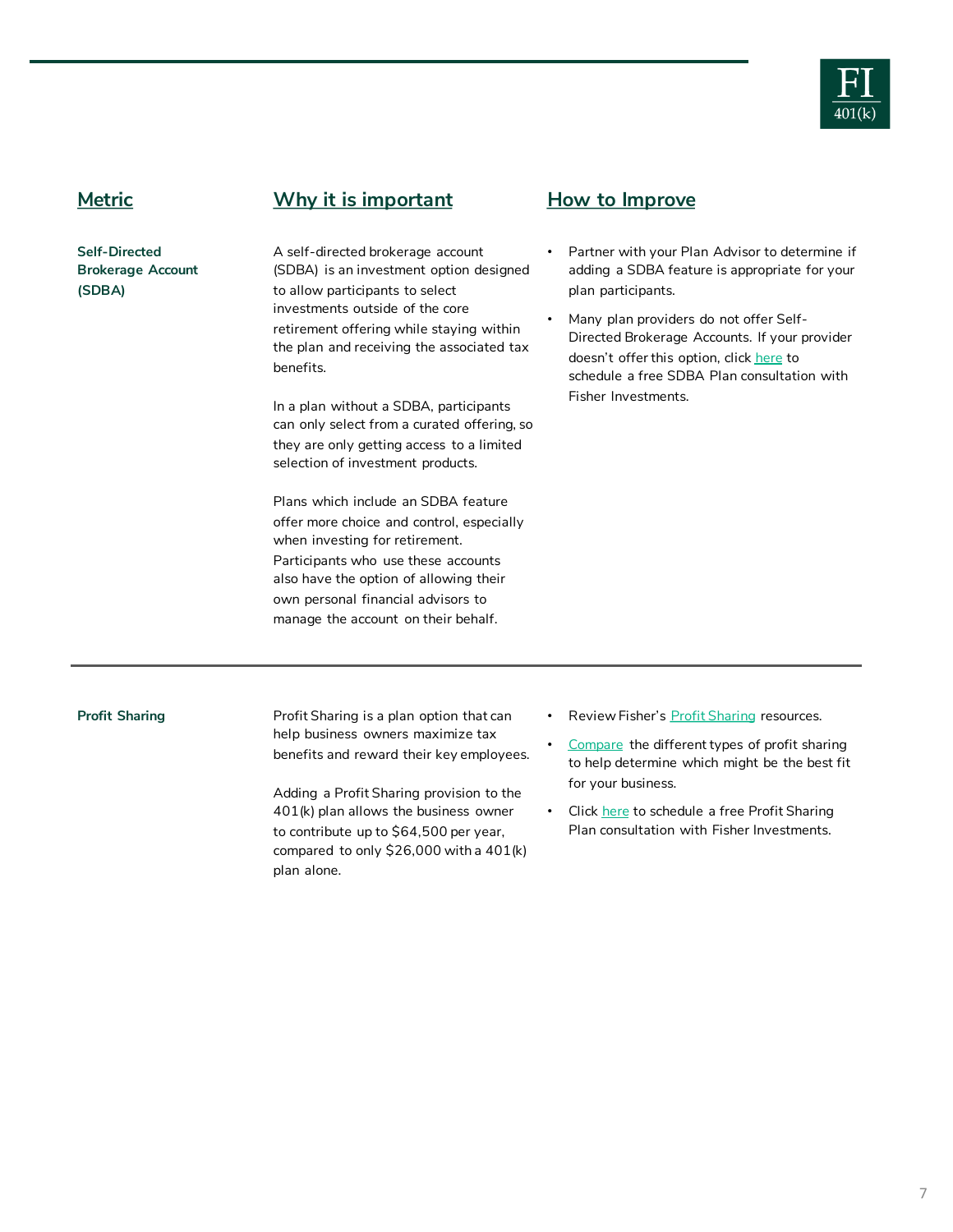| Metric | Why it is important | How to Improve |
| --- | --- | --- |
| **Self-Directed Brokerage Account (SDBA)** | A self-directed brokerage account (SDBA) is an investment option designed to allow participants to select investments outside of the core retirement offering while staying within the plan and receiving the associated tax benefits.<br><br>In a plan without a SDBA, participants can only select from a curated offering, so they are only getting access to a limited selection of investment products.<br><br>Plans which include an SDBA feature offer more choice and control, especially when investing for retirement. Participants who use these accounts also have the option of allowing their own personal financial advisors to manage the account on their behalf. | • Partner with your Plan Advisor to determine if adding a SDBA feature is appropriate for your plan participants.<br>• Many plan providers do not offer Self-Directed Brokerage Accounts. If your provider doesn't offer this option, click here to schedule a free SDBA Plan consultation with Fisher Investments. |
| **Profit Sharing** | Profit Sharing is a plan option that can help business owners maximize tax benefits and reward their key employees.<br><br>Adding a Profit Sharing provision to the 401(k) plan allows the business owner to contribute up to $64,500 per year, compared to only $26,000 with a 401(k) plan alone. | • Review Fisher's Profit Sharing resources.<br>• Compare the different types of profit sharing to help determine which might be the best fit for your business.<br>• Click here to schedule a free Profit Sharing Plan consultation with Fisher Investments. |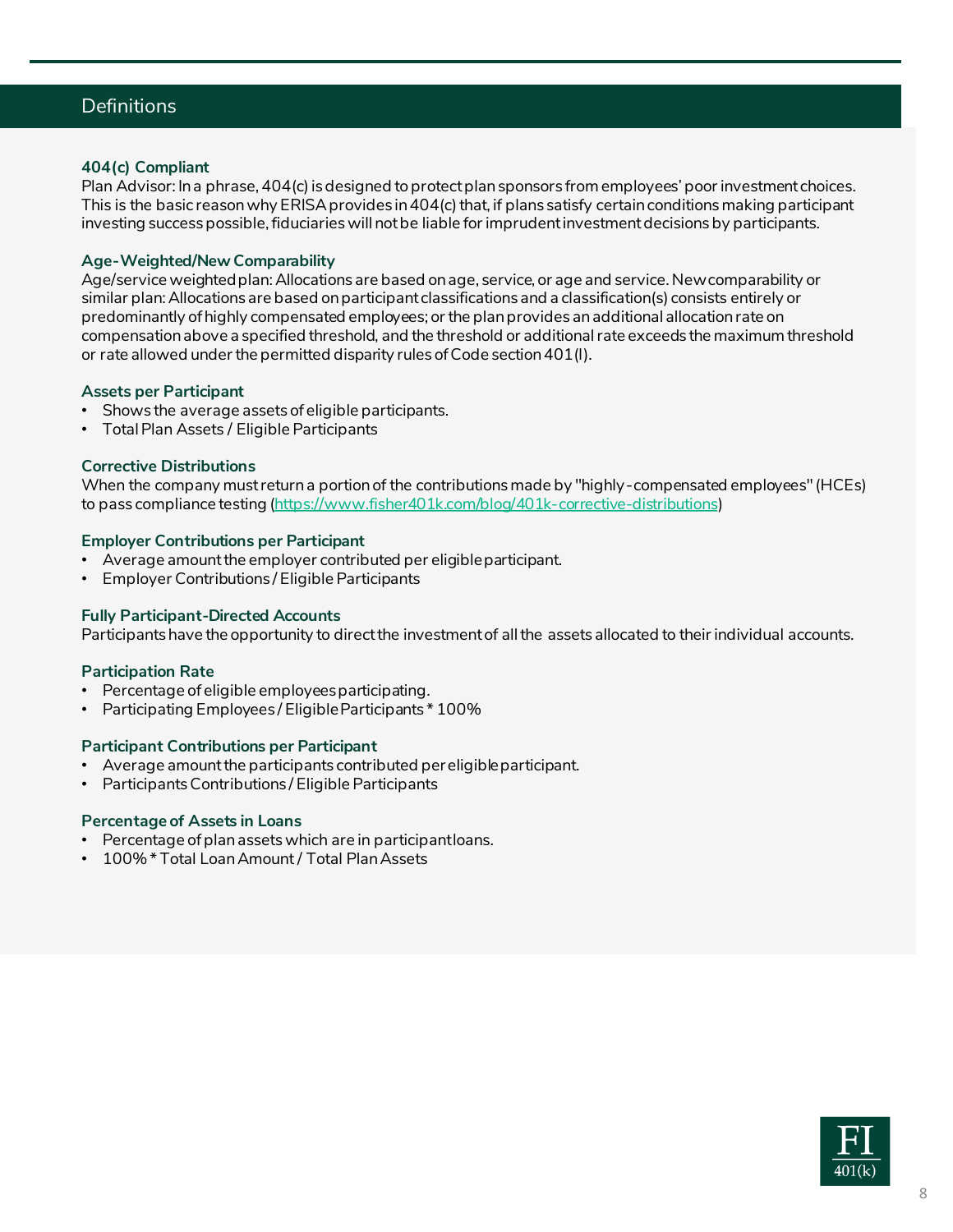## Definitions

### 404(c) Compliant

Plan Advisor: In a phrase, 404(c) is designed to protect plan sponsors from employees' poor investment choices. This is the basic reason why ERISA provides in 404(c) that, if plans satisfy certain conditions making participant investing success possible, fiduciaries will not be liable for imprudent investment decisions by participants.

### Age-Weighted/New Comparability

Age/service weighted plan: Allocations are based on age, service, or age and service. New comparability or similar plan: Allocations are based on participant classifications and a classification(s) consists entirely or predominantly of highly compensated employees; or the plan provides an additional allocation rate on compensation above a specified threshold, and the threshold or additional rate exceeds the maximum threshold or rate allowed under the permitted disparity rules of Code section 401(l).

### Assets per Participant

- Shows the average assets of eligible participants.
- Total Plan Assets / Eligible Participants

### Corrective Distributions

When the company must return a portion of the contributions made by "highly-compensated employees" (HCEs) to pass compliance testing ([https://www.fisher401k.com/blog/401k-corrective-distributions](https://www.fisher401k.com/blog/401k-corrective-distributions))

### Employer Contributions per Participant

- Average amount the employer contributed per eligible participant.
- Employer Contributions / Eligible Participants

### Fully Participant-Directed Accounts

Participants have the opportunity to direct the investment of all the assets allocated to their individual accounts.

### Participation Rate

- Percentage of eligible employees participating.
- Participating Employees / Eligible Participants * 100%

### Participant Contributions per Participant

- Average amount the participants contributed per eligible participant.
- Participants Contributions / Eligible Participants

### Percentage of Assets in Loans

- Percentage of plan assets which are in participant loans.
- 100% * Total Loan Amount / Total Plan Assets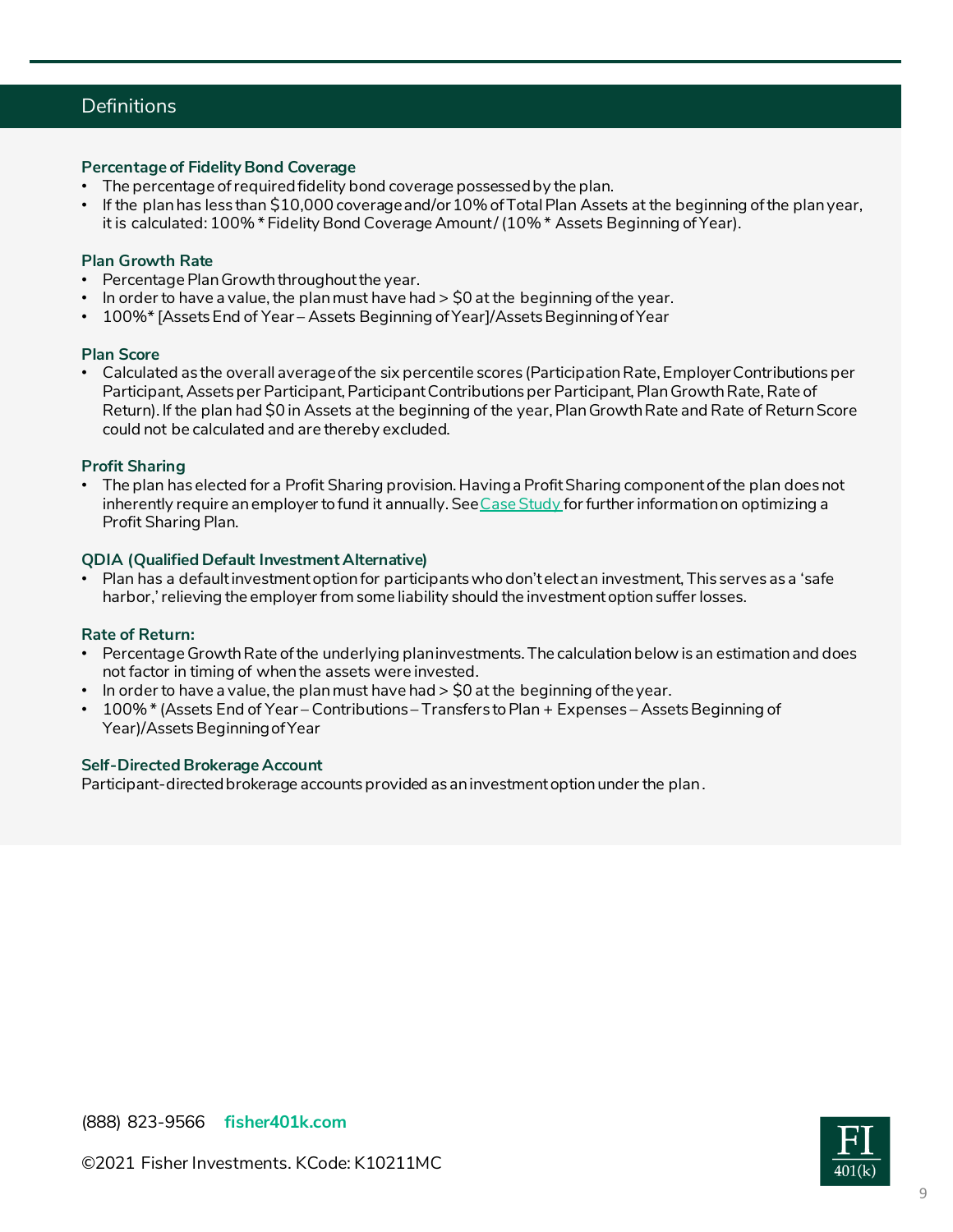## Definitions

### Percentage of Fidelity Bond Coverage

- The percentage of required fidelity bond coverage possessed by the plan.
- If the plan has less than $10,000 coverage and/or 10% of Total Plan Assets at the beginning of the plan year, it is calculated: 100% * Fidelity Bond Coverage Amount / (10% * Assets Beginning of Year).

### Plan Growth Rate

- Percentage Plan Growth throughout the year.
- In order to have a value, the plan must have had > $0 at the beginning of the year.
- 100%* [Assets End of Year – Assets Beginning of Year]/Assets Beginning of Year

### Plan Score

- Calculated as the overall average of the six percentile scores (Participation Rate, Employer Contributions per Participant, Assets per Participant, Participant Contributions per Participant, Plan Growth Rate, Rate of Return). If the plan had $0 in Assets at the beginning of the year, Plan Growth Rate and Rate of Return Score could not be calculated and are thereby excluded.

### Profit Sharing

- The plan has elected for a Profit Sharing provision. Having a Profit Sharing component of the plan does not inherently require an employer to fund it annually. See Case Study for further information on optimizing a Profit Sharing Plan.

### QDIA (Qualified Default Investment Alternative)

- Plan has a default investment option for participants who don't elect an investment, This serves as a 'safe harbor,' relieving the employer from some liability should the investment option suffer losses.

### Rate of Return:

- Percentage Growth Rate of the underlying plan investments. The calculation below is an estimation and does not factor in timing of when the assets were invested.
- In order to have a value, the plan must have had > $0 at the beginning of the year.
- 100% * (Assets End of Year – Contributions – Transfers to Plan + Expenses – Assets Beginning of Year)/Assets Beginning of Year

### Self-Directed Brokerage Account

Participant-directed brokerage accounts provided as an investment option under the plan.

(888) 823-9566 **fisher401k.com**

©2021 Fisher Investments. KCode: K10211MC